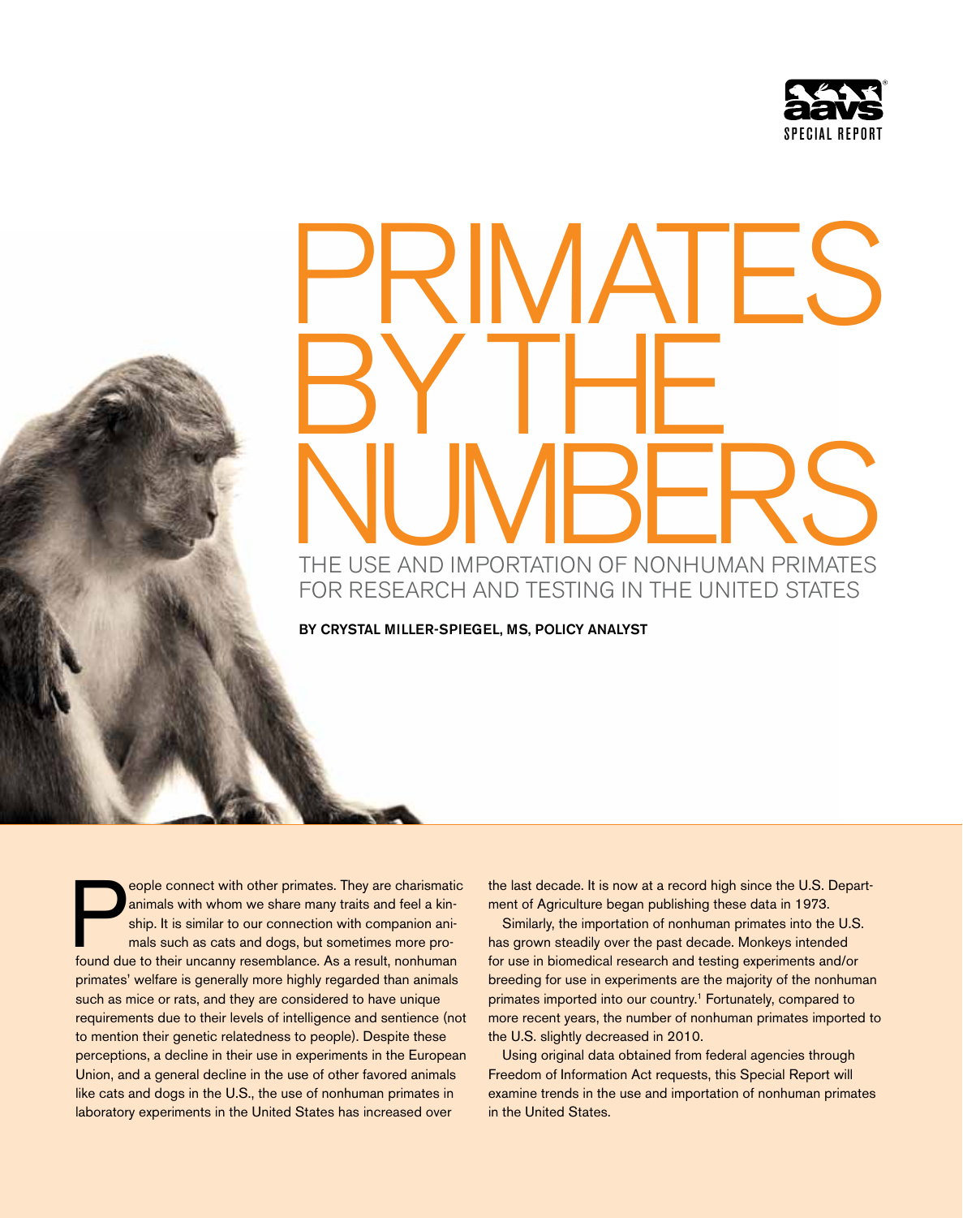AAVS SPECIAL REPORT

# PRIMATES BY THE NUMBERS

## THE USE AND IMPORTATION OF NONHUMAN PRIMATES FOR RESEARCH AND TESTING IN THE UNITED STATES

**BY CRYSTAL MILLER-SPIEGEL, MS, POLICY ANALYST**

People connect with other primates. They are charismatic animals with whom we share many traits and feel a kinship. It is similar to our connection with companion animals such as cats and dogs, but sometimes more profound due to their uncanny resemblance. As a result, nonhuman primates' welfare is generally more highly regarded than animals such as mice or rats, and they are considered to have unique requirements due to their levels of intelligence and sentience (not to mention their genetic relatedness to people). Despite these perceptions, a decline in their use in experiments in the European Union, and a general decline in the use of other favored animals like cats and dogs in the U.S., the use of nonhuman primates in laboratory experiments in the United States has increased over the last decade. It is now at a record high since the U.S. Department of Agriculture began publishing these data in 1973.

Similarly, the importation of nonhuman primates into the U.S. has grown steadily over the past decade. Monkeys intended for use in biomedical research and testing experiments and/or breeding for use in experiments are the majority of the nonhuman primates imported into our country.[1] Fortunately, compared to more recent years, the number of nonhuman primates imported to the U.S. slightly decreased in 2010.

Using original data obtained from federal agencies through Freedom of Information Act requests, this Special Report will examine trends in the use and importation of nonhuman primates in the United States.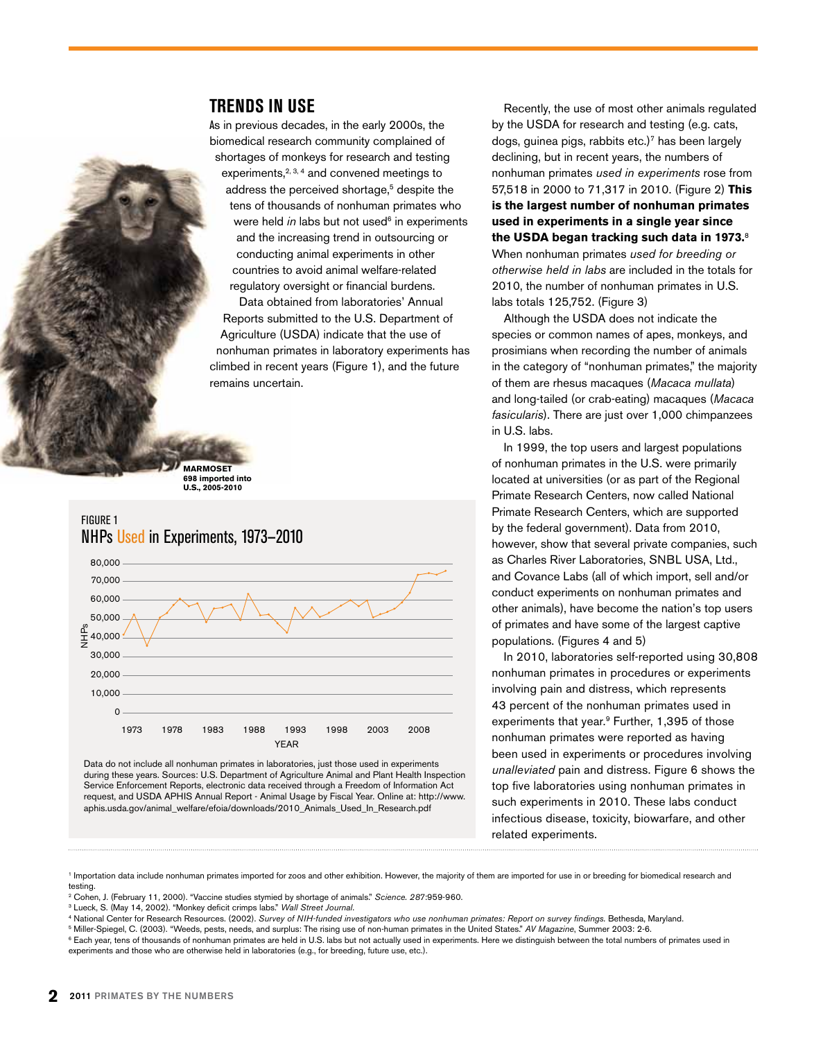## TRENDS IN USE

As in previous decades, in the early 2000s, the biomedical research community complained of shortages of monkeys for research and testing experiments,[2, 3, 4] and convened meetings to address the perceived shortage,[5] despite the tens of thousands of nonhuman primates who were held *in* labs but not used[6] in experiments and the increasing trend in outsourcing or conducting animal experiments in other countries to avoid animal welfare-related regulatory oversight or financial burdens.

Data obtained from laboratories' Annual Reports submitted to the U.S. Department of Agriculture (USDA) indicate that the use of nonhuman primates in laboratory experiments has climbed in recent years (Figure 1), and the future remains uncertain.

**MARMOSET**
**698 imported into U.S., 2005-2010**

FIGURE 1
NHPs Used in Experiments, 1973–2010

Data do not include all nonhuman primates in laboratories, just those used in experiments during these years. Sources: U.S. Department of Agriculture Animal and Plant Health Inspection Service Enforcement Reports, electronic data received through a Freedom of Information Act request, and USDA APHIS Annual Report - Animal Usage by Fiscal Year. Online at: http://www.aphis.usda.gov/animal_welfare/efoia/downloads/2010_Animals_Used_In_Research.pdf

Recently, the use of most other animals regulated by the USDA for research and testing (e.g. cats, dogs, guinea pigs, rabbits etc.)[7] has been largely declining, but in recent years, the numbers of nonhuman primates *used in experiments* rose from 57,518 in 2000 to 71,317 in 2010. (Figure 2) **This is the largest number of nonhuman primates used in experiments in a single year since the USDA began tracking such data in 1973.**[8] When nonhuman primates *used for breeding or otherwise held in labs* are included in the totals for 2010, the number of nonhuman primates in U.S. labs totals 125,752. (Figure 3)

Although the USDA does not indicate the species or common names of apes, monkeys, and prosimians when recording the number of animals in the category of "nonhuman primates," the majority of them are rhesus macaques (*Macaca mullata*) and long-tailed (or crab-eating) macaques (*Macaca fasicularis*). There are just over 1,000 chimpanzees in U.S. labs.

In 1999, the top users and largest populations of nonhuman primates in the U.S. were primarily located at universities (or as part of the Regional Primate Research Centers, now called National Primate Research Centers, which are supported by the federal government). Data from 2010, however, show that several private companies, such as Charles River Laboratories, SNBL USA, Ltd., and Covance Labs (all of which import, sell and/or conduct experiments on nonhuman primates and other animals), have become the nation's top users of primates and have some of the largest captive populations. (Figures 4 and 5)

In 2010, laboratories self-reported using 30,808 nonhuman primates in procedures or experiments involving pain and distress, which represents 43 percent of the nonhuman primates used in experiments that year.[9] Further, 1,395 of those nonhuman primates were reported as having been used in experiments or procedures involving *unalleviated* pain and distress. Figure 6 shows the top five laboratories using nonhuman primates in such experiments in 2010. These labs conduct infectious disease, toxicity, biowarfare, and other related experiments.

---

[1] Importation data include nonhuman primates imported for zoos and other exhibition. However, the majority of them are imported for use in or breeding for biomedical research and testing.
[2] Cohen, J. (February 11, 2000). "Vaccine studies stymied by shortage of animals." *Science*. *287*:959-960.
[3] Lueck, S. (May 14, 2002). "Monkey deficit crimps labs." *Wall Street Journal*.
[4] National Center for Research Resources. (2002). *Survey of NIH-funded investigators who use nonhuman primates: Report on survey findings*. Bethesda, Maryland.
[5] Miller-Spiegel, C. (2003). "Weeds, pests, needs, and surplus: The rising use of non-human primates in the United States." *AV Magazine*, Summer 2003: 2-6.
[6] Each year, tens of thousands of nonhuman primates are held in U.S. labs but not actually used in experiments. Here we distinguish between the total numbers of primates used in experiments and those who are otherwise held in laboratories (e.g., for breeding, future use, etc.).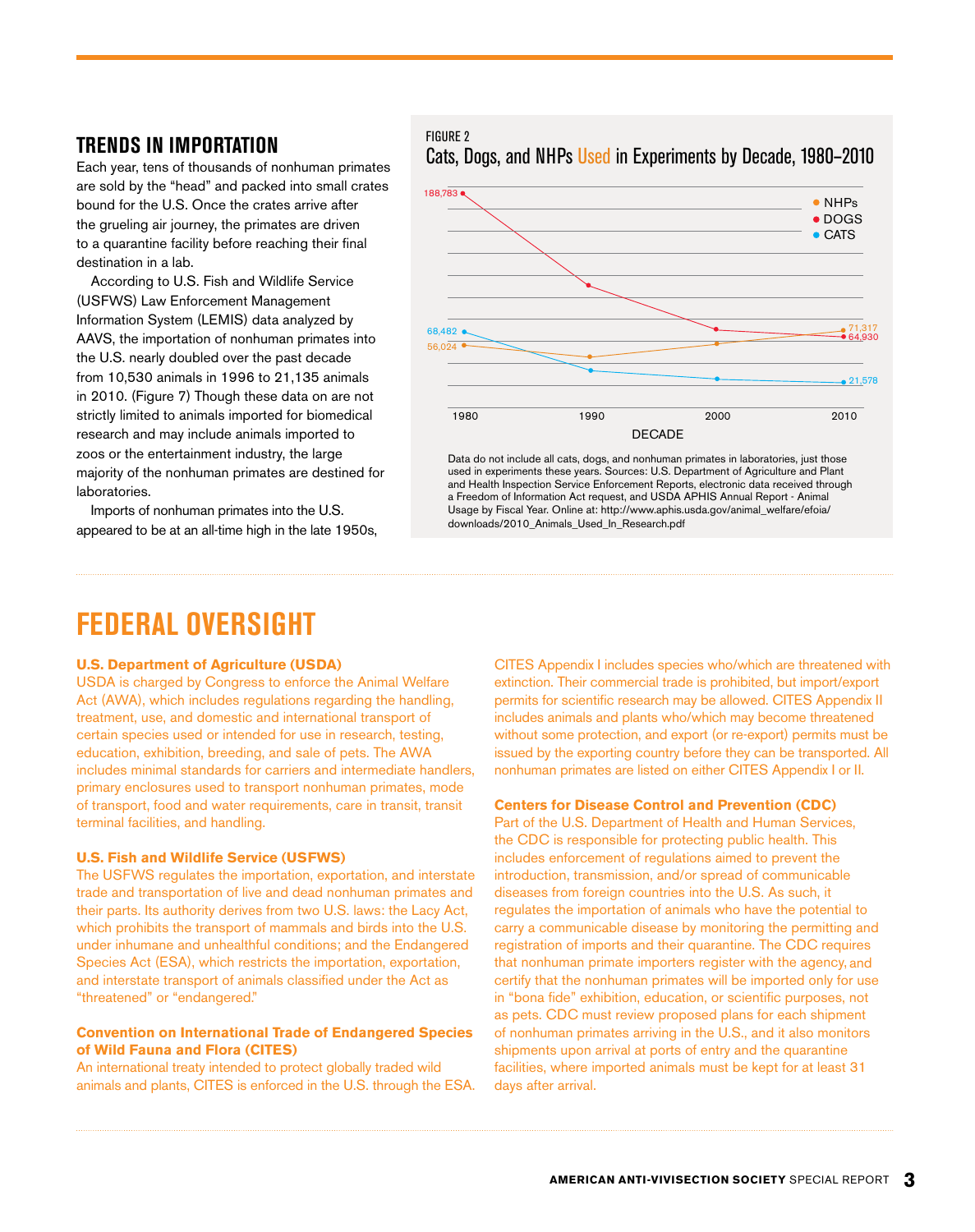## TRENDS IN IMPORTATION

Each year, tens of thousands of nonhuman primates are sold by the "head" and packed into small crates bound for the U.S. Once the crates arrive after the grueling air journey, the primates are driven to a quarantine facility before reaching their final destination in a lab.

According to U.S. Fish and Wildlife Service (USFWS) Law Enforcement Management Information System (LEMIS) data analyzed by AAVS, the importation of nonhuman primates into the U.S. nearly doubled over the past decade from 10,530 animals in 1996 to 21,135 animals in 2010. (Figure 7) Though these data on are not strictly limited to animals imported for biomedical research and may include animals imported to zoos or the entertainment industry, the large majority of the nonhuman primates are destined for laboratories.

Imports of nonhuman primates into the U.S. appeared to be at an all-time high in the late 1950s,

FIGURE 2

Cats, Dogs, and NHPs Used in Experiments by Decade, 1980–2010

| Decade | NHPs | Dogs | Cats |
|---|---|---|---|
| 1980 | 56,024 | 188,783 | 68,482 |
| 2010 | 71,317 | 64,930 | 21,578 |

Data do not include all cats, dogs, and nonhuman primates in laboratories, just those used in experiments these years. Sources: U.S. Department of Agriculture and Plant and Health Inspection Service Enforcement Reports, electronic data received through a Freedom of Information Act request, and USDA APHIS Annual Report - Animal Usage by Fiscal Year. Online at: http://www.aphis.usda.gov/animal_welfare/efoia/downloads/2010_Animals_Used_In_Research.pdf

# FEDERAL OVERSIGHT

**U.S. Department of Agriculture (USDA)**

USDA is charged by Congress to enforce the Animal Welfare Act (AWA), which includes regulations regarding the handling, treatment, use, and domestic and international transport of certain species used or intended for use in research, testing, education, exhibition, breeding, and sale of pets. The AWA includes minimal standards for carriers and intermediate handlers, primary enclosures used to transport nonhuman primates, mode of transport, food and water requirements, care in transit, transit terminal facilities, and handling.

**U.S. Fish and Wildlife Service (USFWS)**

The USFWS regulates the importation, exportation, and interstate trade and transportation of live and dead nonhuman primates and their parts. Its authority derives from two U.S. laws: the Lacy Act, which prohibits the transport of mammals and birds into the U.S. under inhumane and unhealthful conditions; and the Endangered Species Act (ESA), which restricts the importation, exportation, and interstate transport of animals classified under the Act as "threatened" or "endangered."

**Convention on International Trade of Endangered Species of Wild Fauna and Flora (CITES)**

An international treaty intended to protect globally traded wild animals and plants, CITES is enforced in the U.S. through the ESA. CITES Appendix I includes species who/which are threatened with extinction. Their commercial trade is prohibited, but import/export permits for scientific research may be allowed. CITES Appendix II includes animals and plants who/which may become threatened without some protection, and export (or re-export) permits must be issued by the exporting country before they can be transported. All nonhuman primates are listed on either CITES Appendix I or II.

**Centers for Disease Control and Prevention (CDC)**

Part of the U.S. Department of Health and Human Services, the CDC is responsible for protecting public health. This includes enforcement of regulations aimed to prevent the introduction, transmission, and/or spread of communicable diseases from foreign countries into the U.S. As such, it regulates the importation of animals who have the potential to carry a communicable disease by monitoring the permitting and registration of imports and their quarantine. The CDC requires that nonhuman primate importers register with the agency, and certify that the nonhuman primates will be imported only for use in "bona fide" exhibition, education, or scientific purposes, not as pets. CDC must review proposed plans for each shipment of nonhuman primates arriving in the U.S., and it also monitors shipments upon arrival at ports of entry and the quarantine facilities, where imported animals must be kept for at least 31 days after arrival.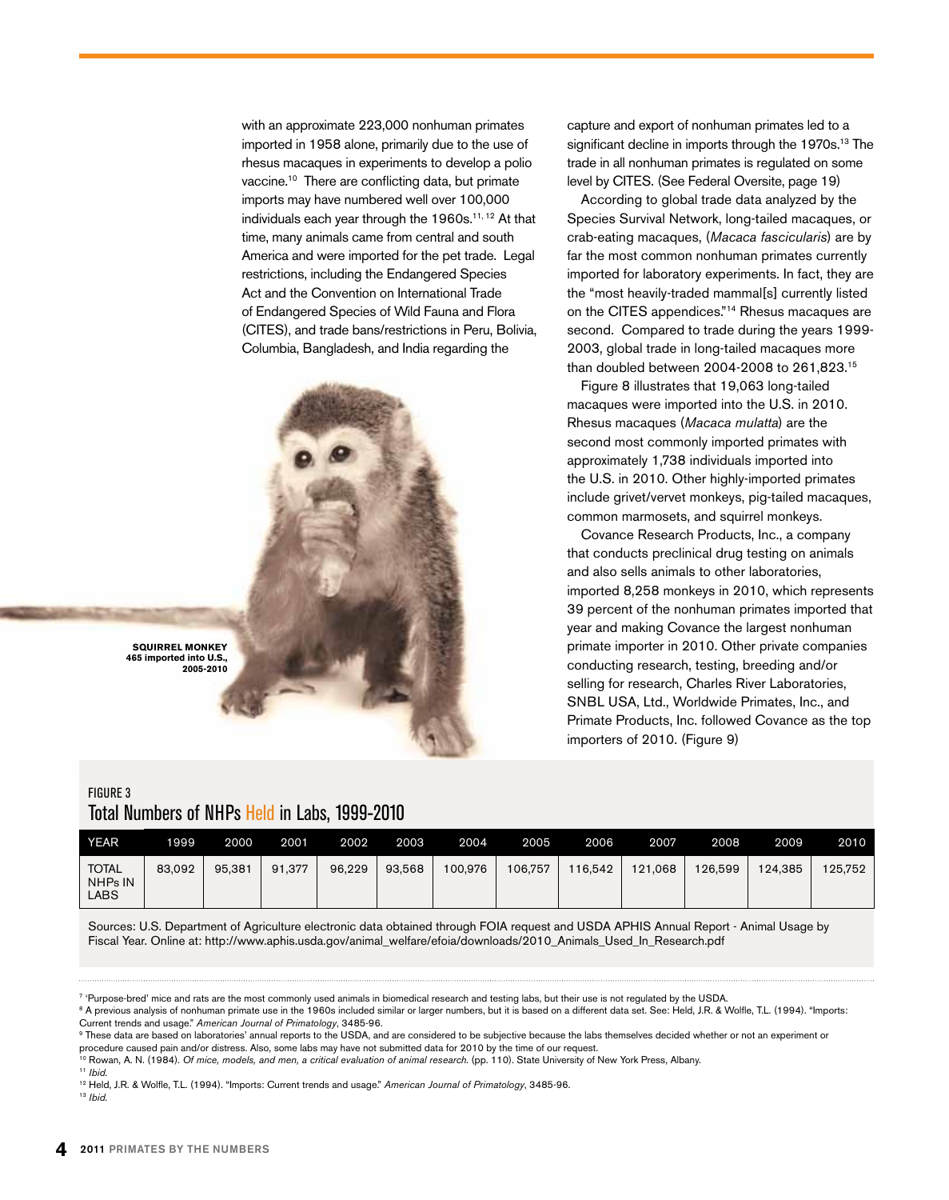with an approximate 223,000 nonhuman primates imported in 1958 alone, primarily due to the use of rhesus macaques in experiments to develop a polio vaccine.[10] There are conflicting data, but primate imports may have numbered well over 100,000 individuals each year through the 1960s.[11, 12] At that time, many animals came from central and south America and were imported for the pet trade. Legal restrictions, including the Endangered Species Act and the Convention on International Trade of Endangered Species of Wild Fauna and Flora (CITES), and trade bans/restrictions in Peru, Bolivia, Columbia, Bangladesh, and India regarding the capture and export of nonhuman primates led to a significant decline in imports through the 1970s.[13] The trade in all nonhuman primates is regulated on some level by CITES. (See Federal Oversite, page 19)

According to global trade data analyzed by the Species Survival Network, long-tailed macaques, or crab-eating macaques, (*Macaca fascicularis*) are by far the most common nonhuman primates currently imported for laboratory experiments. In fact, they are the "most heavily-traded mammal[s] currently listed on the CITES appendices."[14] Rhesus macaques are second. Compared to trade during the years 1999-2003, global trade in long-tailed macaques more than doubled between 2004-2008 to 261,823.[15]

Figure 8 illustrates that 19,063 long-tailed macaques were imported into the U.S. in 2010. Rhesus macaques (*Macaca mulatta*) are the second most commonly imported primates with approximately 1,738 individuals imported into the U.S. in 2010. Other highly-imported primates include grivet/vervet monkeys, pig-tailed macaques, common marmosets, and squirrel monkeys.

Covance Research Products, Inc., a company that conducts preclinical drug testing on animals and also sells animals to other laboratories, imported 8,258 monkeys in 2010, which represents 39 percent of the nonhuman primates imported that year and making Covance the largest nonhuman primate importer in 2010. Other private companies conducting research, testing, breeding and/or selling for research, Charles River Laboratories, SNBL USA, Ltd., Worldwide Primates, Inc., and Primate Products, Inc. followed Covance as the top importers of 2010. (Figure 9)

**SQUIRREL MONKEY**
**465 imported into U.S., 2005-2010**

FIGURE 3

### Total Numbers of NHPs Held in Labs, 1999-2010

| YEAR | 1999 | 2000 | 2001 | 2002 | 2003 | 2004 | 2005 | 2006 | 2007 | 2008 | 2009 | 2010 |
|---|---|---|---|---|---|---|---|---|---|---|---|---|
| TOTAL NHPs IN LABS | 83,092 | 95,381 | 91,377 | 96,229 | 93,568 | 100,976 | 106,757 | 116,542 | 121,068 | 126,599 | 124,385 | 125,752 |

Sources: U.S. Department of Agriculture electronic data obtained through FOIA request and USDA APHIS Annual Report - Animal Usage by Fiscal Year. Online at: http://www.aphis.usda.gov/animal_welfare/efoia/downloads/2010_Animals_Used_In_Research.pdf

---

[7] 'Purpose-bred' mice and rats are the most commonly used animals in biomedical research and testing labs, but their use is not regulated by the USDA.

[8] A previous analysis of nonhuman primate use in the 1960s included similar or larger numbers, but it is based on a different data set. See: Held, J.R. & Wolfle, T.L. (1994). "Imports: Current trends and usage." *American Journal of Primatology*, 3485-96.

[9] These data are based on laboratories' annual reports to the USDA, and are considered to be subjective because the labs themselves decided whether or not an experiment or procedure caused pain and/or distress. Also, some labs may have not submitted data for 2010 by the time of our request.

[10] Rowan, A. N. (1984). *Of mice, models, and men, a critical evaluation of animal research.* (pp. 110). State University of New York Press, Albany.

[11] *Ibid.*

[12] Held, J.R. & Wolfle, T.L. (1994). "Imports: Current trends and usage." *American Journal of Primatology*, 3485-96.

[13] *Ibid.*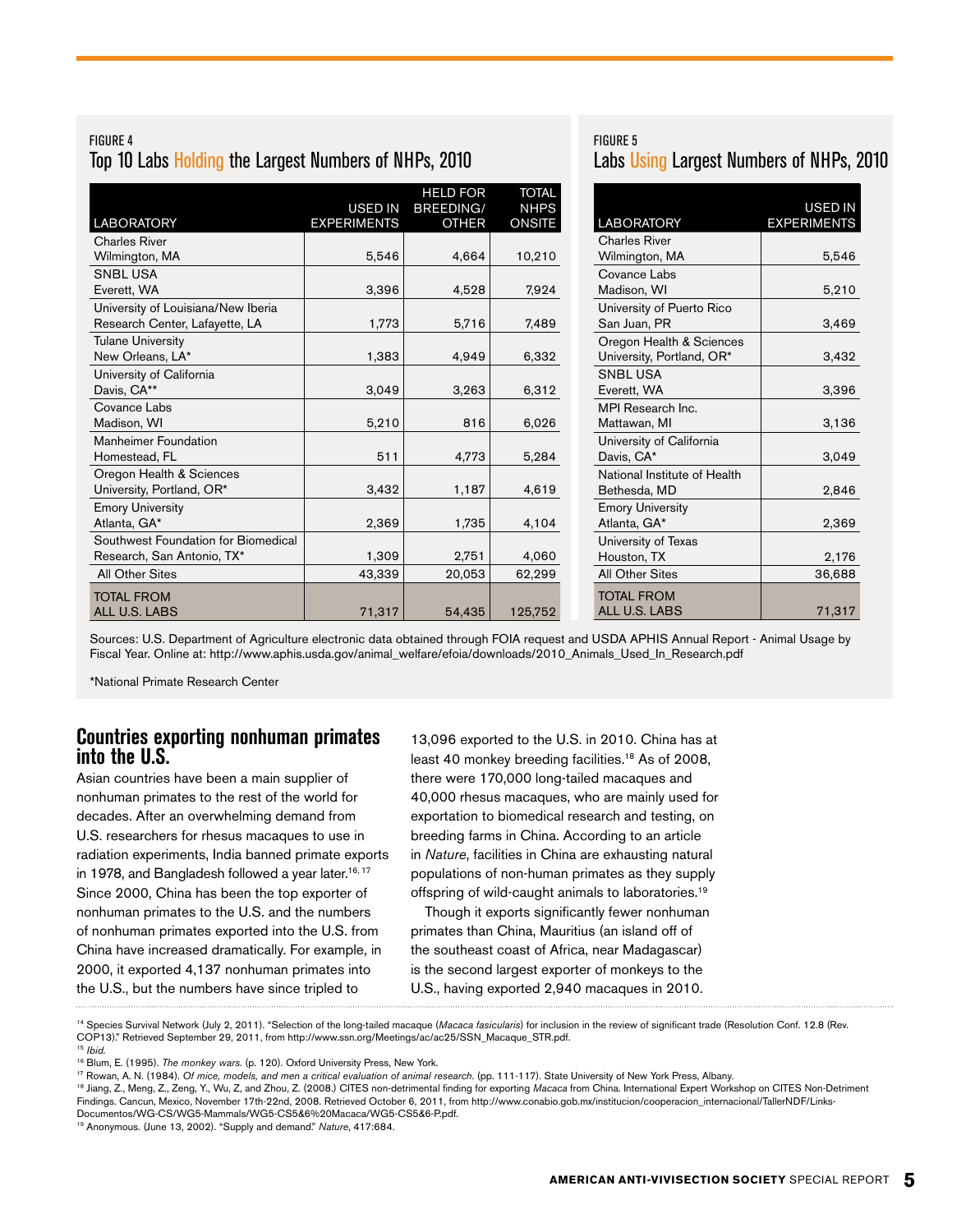FIGURE 4

### Top 10 Labs Holding the Largest Numbers of NHPs, 2010

| LABORATORY | USED IN EXPERIMENTS | HELD FOR BREEDING/ OTHER | TOTAL NHPS ONSITE |
|---|---|---|---|
| Charles River Wilmington, MA | 5,546 | 4,664 | 10,210 |
| SNBL USA Everett, WA | 3,396 | 4,528 | 7,924 |
| University of Louisiana/New Iberia Research Center, Lafayette, LA | 1,773 | 5,716 | 7,489 |
| Tulane University New Orleans, LA* | 1,383 | 4,949 | 6,332 |
| University of California Davis, CA** | 3,049 | 3,263 | 6,312 |
| Covance Labs Madison, WI | 5,210 | 816 | 6,026 |
| Manheimer Foundation Homestead, FL | 511 | 4,773 | 5,284 |
| Oregon Health & Sciences University, Portland, OR* | 3,432 | 1,187 | 4,619 |
| Emory University Atlanta, GA* | 2,369 | 1,735 | 4,104 |
| Southwest Foundation for Biomedical Research, San Antonio, TX* | 1,309 | 2,751 | 4,060 |
| All Other Sites | 43,339 | 20,053 | 62,299 |
| TOTAL FROM ALL U.S. LABS | 71,317 | 54,435 | 125,752 |

FIGURE 5

### Labs Using Largest Numbers of NHPs, 2010

| LABORATORY | USED IN EXPERIMENTS |
|---|---|
| Charles River Wilmington, MA | 5,546 |
| Covance Labs Madison, WI | 5,210 |
| University of Puerto Rico San Juan, PR | 3,469 |
| Oregon Health & Sciences University, Portland, OR* | 3,432 |
| SNBL USA Everett, WA | 3,396 |
| MPI Research Inc. Mattawan, MI | 3,136 |
| University of California Davis, CA* | 3,049 |
| National Institute of Health Bethesda, MD | 2,846 |
| Emory University Atlanta, GA* | 2,369 |
| University of Texas Houston, TX | 2,176 |
| All Other Sites | 36,688 |
| TOTAL FROM ALL U.S. LABS | 71,317 |

Sources: U.S. Department of Agriculture electronic data obtained through FOIA request and USDA APHIS Annual Report - Animal Usage by Fiscal Year. Online at: http://www.aphis.usda.gov/animal_welfare/efoia/downloads/2010_Animals_Used_In_Research.pdf

*National Primate Research Center

## Countries exporting nonhuman primates into the U.S.

Asian countries have been a main supplier of nonhuman primates to the rest of the world for decades. After an overwhelming demand from U.S. researchers for rhesus macaques to use in radiation experiments, India banned primate exports in 1978, and Bangladesh followed a year later.[16, 17] Since 2000, China has been the top exporter of nonhuman primates to the U.S. and the numbers of nonhuman primates exported into the U.S. from China have increased dramatically. For example, in 2000, it exported 4,137 nonhuman primates into the U.S., but the numbers have since tripled to 13,096 exported to the U.S. in 2010. China has at least 40 monkey breeding facilities.[18] As of 2008, there were 170,000 long-tailed macaques and 40,000 rhesus macaques, who are mainly used for exportation to biomedical research and testing, on breeding farms in China. According to an article in *Nature*, facilities in China are exhausting natural populations of non-human primates as they supply offspring of wild-caught animals to laboratories.[19]

Though it exports significantly fewer nonhuman primates than China, Mauritius (an island off of the southeast coast of Africa, near Madagascar) is the second largest exporter of monkeys to the U.S., having exported 2,940 macaques in 2010.

[14] Species Survival Network (July 2, 2011). "Selection of the long-tailed macaque (*Macaca fasicularis*) for inclusion in the review of significant trade (Resolution Conf. 12.8 (Rev. COP13)." Retrieved September 29, 2011, from http://www.ssn.org/Meetings/ac/ac25/SSN_Macaque_STR.pdf.

[15] *Ibid.*

[16] Blum, E. (1995). *The monkey wars.* (p. 120). Oxford University Press, New York.

[17] Rowan, A. N. (1984). *Of mice, models, and men a critical evaluation of animal research.* (pp. 111-117). State University of New York Press, Albany.

[18] Jiang, Z., Meng, Z., Zeng, Y., Wu, Z, and Zhou, Z. (2008.) CITES non-detrimental finding for exporting *Macaca* from China. International Expert Workshop on CITES Non-Detriment Findings. Cancun, Mexico, November 17th-22nd, 2008. Retrieved October 6, 2011, from http://www.conabio.gob.mx/institucion/cooperacion_internacional/TallerNDF/Links-Documentos/WG-CS/WG5-Mammals/WG5-CS5&6%20Macaca/WG5-CS5&6-P.pdf.

[19] Anonymous. (June 13, 2002). "Supply and demand." *Nature*, 417:684.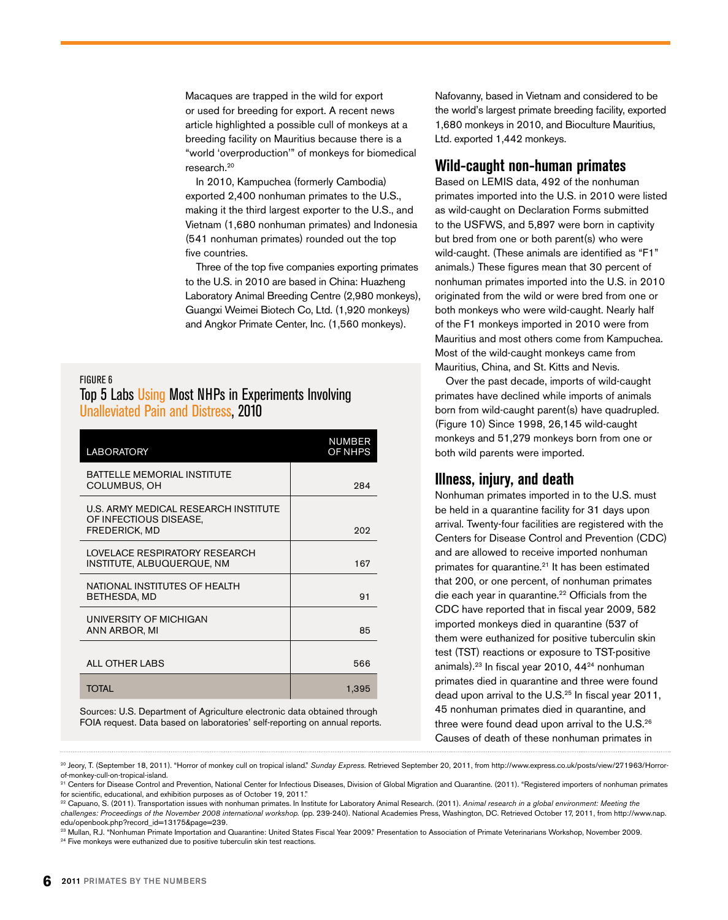Macaques are trapped in the wild for export or used for breeding for export. A recent news article highlighted a possible cull of monkeys at a breeding facility on Mauritius because there is a "world 'overproduction'" of monkeys for biomedical research.[20]

In 2010, Kampuchea (formerly Cambodia) exported 2,400 nonhuman primates to the U.S., making it the third largest exporter to the U.S., and Vietnam (1,680 nonhuman primates) and Indonesia (541 nonhuman primates) rounded out the top five countries.

Three of the top five companies exporting primates to the U.S. in 2010 are based in China: Huazheng Laboratory Animal Breeding Centre (2,980 monkeys), Guangxi Weimei Biotech Co, Ltd. (1,920 monkeys) and Angkor Primate Center, Inc. (1,560 monkeys).

FIGURE 6

Top 5 Labs Using Most NHPs in Experiments Involving Unalleviated Pain and Distress, 2010

| LABORATORY | NUMBER OF NHPS |
|---|---|
| BATTELLE MEMORIAL INSTITUTE COLUMBUS, OH | 284 |
| U.S. ARMY MEDICAL RESEARCH INSTITUTE OF INFECTIOUS DISEASE, FREDERICK, MD | 202 |
| LOVELACE RESPIRATORY RESEARCH INSTITUTE, ALBUQUERQUE, NM | 167 |
| NATIONAL INSTITUTES OF HEALTH BETHESDA, MD | 91 |
| UNIVERSITY OF MICHIGAN ANN ARBOR, MI | 85 |
| ALL OTHER LABS | 566 |
| TOTAL | 1,395 |

Sources: U.S. Department of Agriculture electronic data obtained through FOIA request. Data based on laboratories' self-reporting on annual reports.

Nafovanny, based in Vietnam and considered to be the world's largest primate breeding facility, exported 1,680 monkeys in 2010, and Bioculture Mauritius, Ltd. exported 1,442 monkeys.

## Wild-caught non-human primates

Based on LEMIS data, 492 of the nonhuman primates imported into the U.S. in 2010 were listed as wild-caught on Declaration Forms submitted to the USFWS, and 5,897 were born in captivity but bred from one or both parent(s) who were wild-caught. (These animals are identified as "F1" animals.) These figures mean that 30 percent of nonhuman primates imported into the U.S. in 2010 originated from the wild or were bred from one or both monkeys who were wild-caught. Nearly half of the F1 monkeys imported in 2010 were from Mauritius and most others come from Kampuchea. Most of the wild-caught monkeys came from Mauritius, China, and St. Kitts and Nevis.

Over the past decade, imports of wild-caught primates have declined while imports of animals born from wild-caught parent(s) have quadrupled. (Figure 10) Since 1998, 26,145 wild-caught monkeys and 51,279 monkeys born from one or both wild parents were imported.

## Illness, injury, and death

Nonhuman primates imported in to the U.S. must be held in a quarantine facility for 31 days upon arrival. Twenty-four facilities are registered with the Centers for Disease Control and Prevention (CDC) and are allowed to receive imported nonhuman primates for quarantine.[21] It has been estimated that 200, or one percent, of nonhuman primates die each year in quarantine.[22] Officials from the CDC have reported that in fiscal year 2009, 582 imported monkeys died in quarantine (537 of them were euthanized for positive tuberculin skin test (TST) reactions or exposure to TST-positive animals).[23] In fiscal year 2010, 44[24] nonhuman primates died in quarantine and three were found dead upon arrival to the U.S.[25] In fiscal year 2011, 45 nonhuman primates died in quarantine, and three were found dead upon arrival to the U.S.[26] Causes of death of these nonhuman primates in

---

[20] Jeory, T. (September 18, 2011). "Horror of monkey cull on tropical island." *Sunday Express.* Retrieved September 20, 2011, from http://www.express.co.uk/posts/view/271963/Horror-of-monkey-cull-on-tropical-island.

[21] Centers for Disease Control and Prevention, National Center for Infectious Diseases, Division of Global Migration and Quarantine. (2011). "Registered importers of nonhuman primates for scientific, educational, and exhibition purposes as of October 19, 2011."

[22] Capuano, S. (2011). Transportation issues with nonhuman primates. In Institute for Laboratory Animal Research. (2011). *Animal research in a global environment: Meeting the challenges: Proceedings of the November 2008 international workshop.* (pp. 239-240). National Academies Press, Washington, DC. Retrieved October 17, 2011, from http://www.nap.edu/openbook.php?record_id=13175&page=239.

[23] Mullan, R.J. "Nonhuman Primate Importation and Quarantine: United States Fiscal Year 2009." Presentation to Association of Primate Veterinarians Workshop, November 2009.

[24] Five monkeys were euthanized due to positive tuberculin skin test reactions.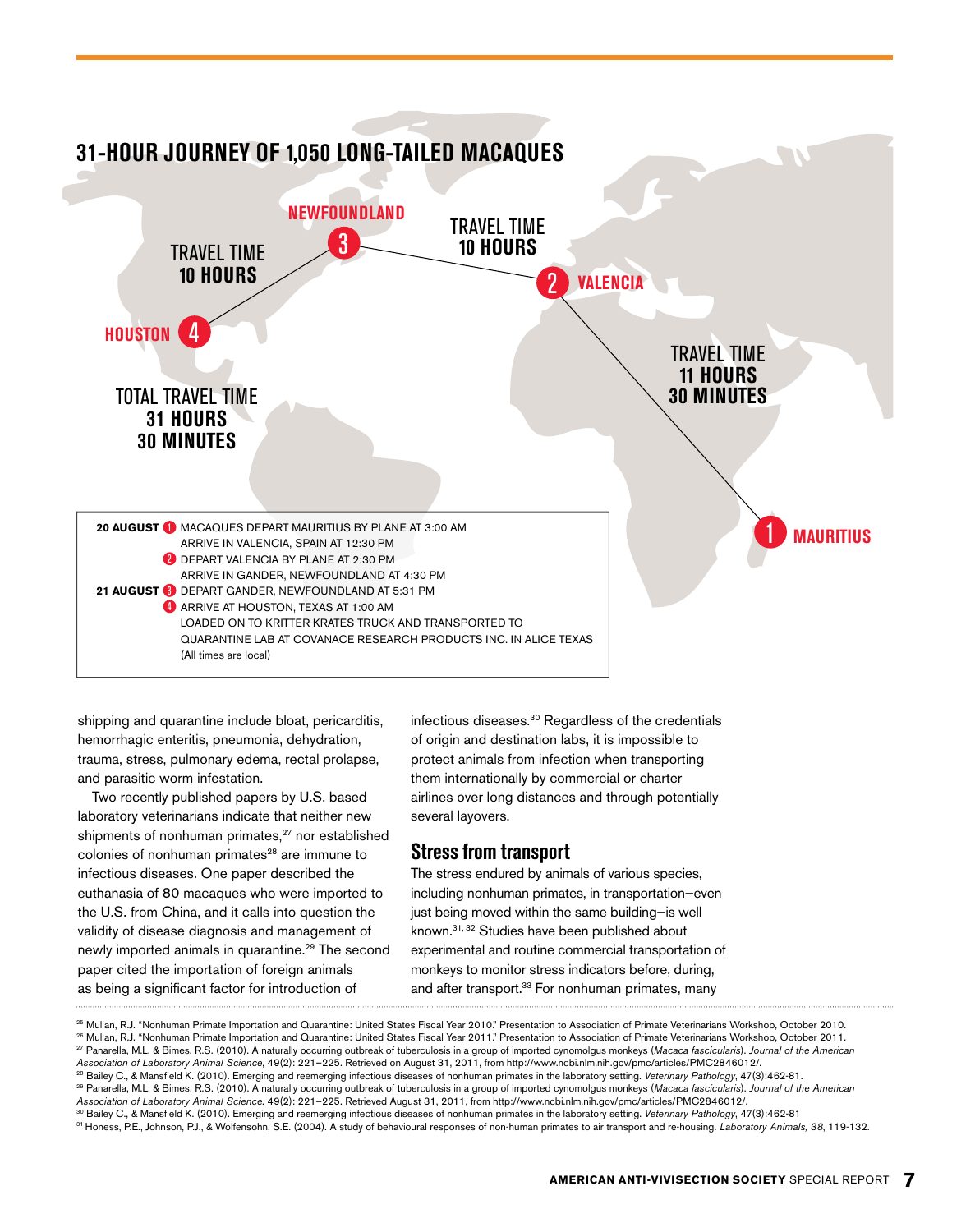## 31-HOUR JOURNEY OF 1,050 LONG-TAILED MACAQUES

NEWFOUNDLAND 3

TRAVEL TIME **10 HOURS**

TRAVEL TIME **10 HOURS**

2 VALENCIA

HOUSTON 4

TRAVEL TIME **11 HOURS 30 MINUTES**

TOTAL TRAVEL TIME **31 HOURS 30 MINUTES**

1 MAURITIUS

**20 AUGUST** 1 MACAQUES DEPART MAURITIUS BY PLANE AT 3:00 AM
ARRIVE IN VALENCIA, SPAIN AT 12:30 PM
2 DEPART VALENCIA BY PLANE AT 2:30 PM
ARRIVE IN GANDER, NEWFOUNDLAND AT 4:30 PM
**21 AUGUST** 3 DEPART GANDER, NEWFOUNDLAND AT 5:31 PM
4 ARRIVE AT HOUSTON, TEXAS AT 1:00 AM
LOADED ON TO KRITTER KRATES TRUCK AND TRANSPORTED TO QUARANTINE LAB AT COVANACE RESEARCH PRODUCTS INC. IN ALICE TEXAS
(All times are local)

shipping and quarantine include bloat, pericarditis, hemorrhagic enteritis, pneumonia, dehydration, trauma, stress, pulmonary edema, rectal prolapse, and parasitic worm infestation.

Two recently published papers by U.S. based laboratory veterinarians indicate that neither new shipments of nonhuman primates,[27] nor established colonies of nonhuman primates[28] are immune to infectious diseases. One paper described the euthanasia of 80 macaques who were imported to the U.S. from China, and it calls into question the validity of disease diagnosis and management of newly imported animals in quarantine.[29] The second paper cited the importation of foreign animals as being a significant factor for introduction of infectious diseases.[30] Regardless of the credentials of origin and destination labs, it is impossible to protect animals from infection when transporting them internationally by commercial or charter airlines over long distances and through potentially several layovers.

## Stress from transport

The stress endured by animals of various species, including nonhuman primates, in transportation—even just being moved within the same building—is well known.[31, 32] Studies have been published about experimental and routine commercial transportation of monkeys to monitor stress indicators before, during, and after transport.[33] For nonhuman primates, many

---

[25] Mullan, R.J. "Nonhuman Primate Importation and Quarantine: United States Fiscal Year 2010." Presentation to Association of Primate Veterinarians Workshop, October 2010.
[26] Mullan, R.J. "Nonhuman Primate Importation and Quarantine: United States Fiscal Year 2011." Presentation to Association of Primate Veterinarians Workshop, October 2011.
[27] Panarella, M.L. & Bimes, R.S. (2010). A naturally occurring outbreak of tuberculosis in a group of imported cynomolgus monkeys (*Macaca fascicularis*). *Journal of the American Association of Laboratory Animal Science*, 49(2): 221–225. Retrieved on August 31, 2011, from http://www.ncbi.nlm.nih.gov/pmc/articles/PMC2846012/.
[28] Bailey C., & Mansfield K. (2010). Emerging and reemerging infectious diseases of nonhuman primates in the laboratory setting. *Veterinary Pathology*, 47(3):462-81.
[29] Panarella, M.L. & Bimes, R.S. (2010). A naturally occurring outbreak of tuberculosis in a group of imported cynomolgus monkeys (*Macaca fascicularis*). *Journal of the American Association of Laboratory Animal Science.* 49(2): 221–225. Retrieved August 31, 2011, from http://www.ncbi.nlm.nih.gov/pmc/articles/PMC2846012/.
[30] Bailey C., & Mansfield K. (2010). Emerging and reemerging infectious diseases of nonhuman primates in the laboratory setting. *Veterinary Pathology*, 47(3):462-81
[31] Honess, P.E., Johnson, P.J., & Wolfensohn, S.E. (2004). A study of behavioural responses of non-human primates to air transport and re-housing. *Laboratory Animals, 38*, 119-132.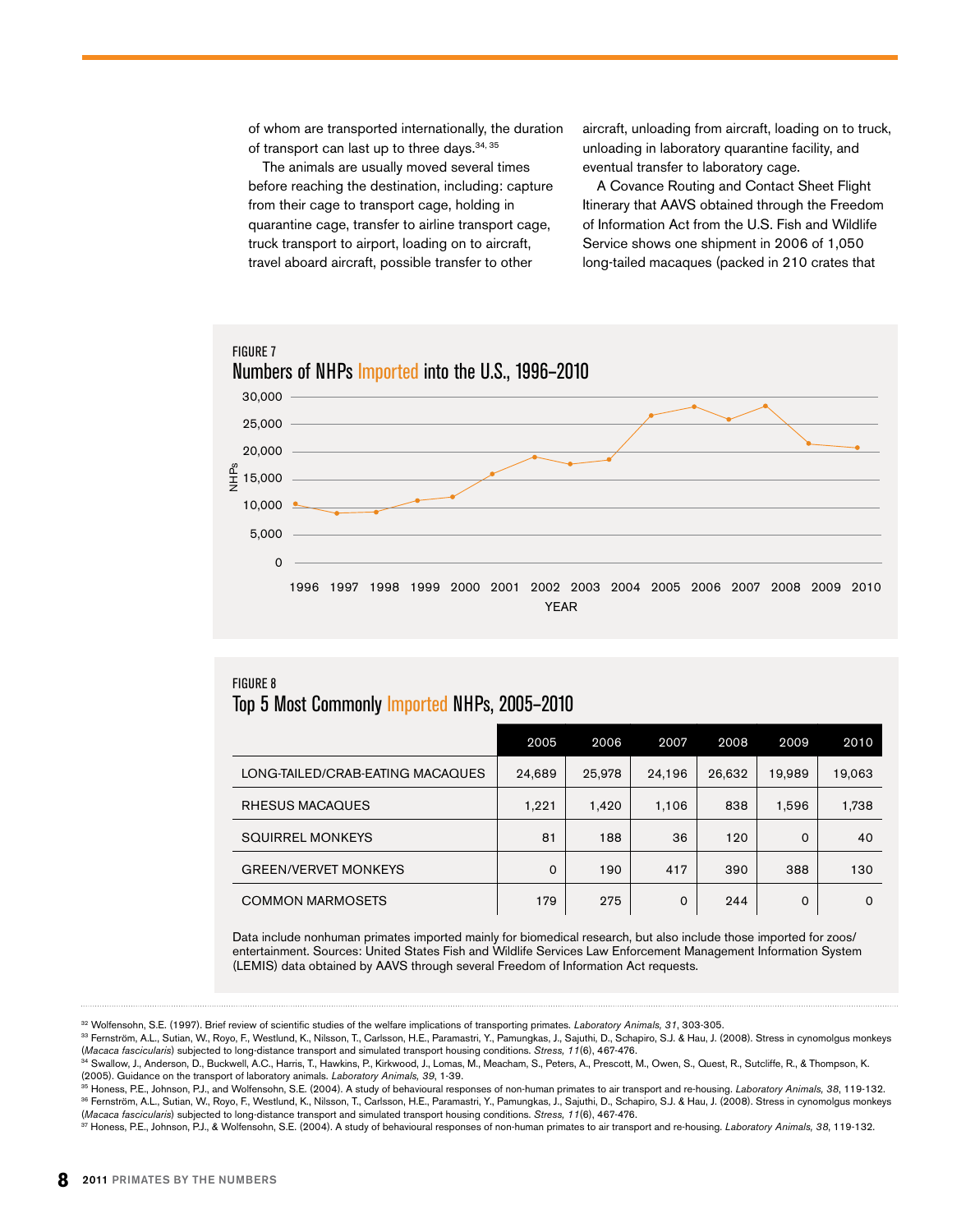of whom are transported internationally, the duration of transport can last up to three days.[34, 35]

The animals are usually moved several times before reaching the destination, including: capture from their cage to transport cage, holding in quarantine cage, transfer to airline transport cage, truck transport to airport, loading on to aircraft, travel aboard aircraft, possible transfer to other aircraft, unloading from aircraft, loading on to truck, unloading in laboratory quarantine facility, and eventual transfer to laboratory cage.

A Covance Routing and Contact Sheet Flight Itinerary that AAVS obtained through the Freedom of Information Act from the U.S. Fish and Wildlife Service shows one shipment in 2006 of 1,050 long-tailed macaques (packed in 210 crates that

FIGURE 7

## Numbers of NHPs Imported into the U.S., 1996–2010

[Line chart: y-axis "NHPs" 0–30,000; x-axis "YEAR" 1996–2010]

FIGURE 8

## Top 5 Most Commonly Imported NHPs, 2005–2010

| | 2005 | 2006 | 2007 | 2008 | 2009 | 2010 |
|---|---|---|---|---|---|---|
| LONG-TAILED/CRAB-EATING MACAQUES | 24,689 | 25,978 | 24,196 | 26,632 | 19,989 | 19,063 |
| RHESUS MACAQUES | 1,221 | 1,420 | 1,106 | 838 | 1,596 | 1,738 |
| SQUIRREL MONKEYS | 81 | 188 | 36 | 120 | 0 | 40 |
| GREEN/VERVET MONKEYS | 0 | 190 | 417 | 390 | 388 | 130 |
| COMMON MARMOSETS | 179 | 275 | 0 | 244 | 0 | 0 |

Data include nonhuman primates imported mainly for biomedical research, but also include those imported for zoos/entertainment. Sources: United States Fish and Wildlife Services Law Enforcement Management Information System (LEMIS) data obtained by AAVS through several Freedom of Information Act requests.

---

[32] Wolfensohn, S.E. (1997). Brief review of scientific studies of the welfare implications of transporting primates. *Laboratory Animals, 31*, 303-305.

[33] Fernström, A.L., Sutian, W., Royo, F., Westlund, K., Nilsson, T., Carlsson, H.E., Paramastri, Y., Pamungkas, J., Sajuthi, D., Schapiro, S.J. & Hau, J. (2008). Stress in cynomolgus monkeys (*Macaca fascicularis*) subjected to long-distance transport and simulated transport housing conditions. *Stress, 11*(6), 467-476.

[34] Swallow, J., Anderson, D., Buckwell, A.C., Harris, T., Hawkins, P., Kirkwood, J., Lomas, M., Meacham, S., Peters, A., Prescott, M., Owen, S., Quest, R., Sutcliffe, R., & Thompson, K. (2005). Guidance on the transport of laboratory animals. *Laboratory Animals, 39*, 1-39.

[35] Honess, P.E., Johnson, P.J., and Wolfensohn, S.E. (2004). A study of behavioural responses of non-human primates to air transport and re-housing. *Laboratory Animals, 38*, 119-132.

[36] Fernström, A.L., Sutian, W., Royo, F., Westlund, K., Nilsson, T., Carlsson, H.E., Paramastri, Y., Pamungkas, J., Sajuthi, D., Schapiro, S.J. & Hau, J. (2008). Stress in cynomolgus monkeys (*Macaca fascicularis*) subjected to long-distance transport and simulated transport housing conditions. *Stress, 11*(6), 467-476.

[37] Honess, P.E., Johnson, P.J., & Wolfensohn, S.E. (2004). A study of behavioural responses of non-human primates to air transport and re-housing. *Laboratory Animals, 38*, 119-132.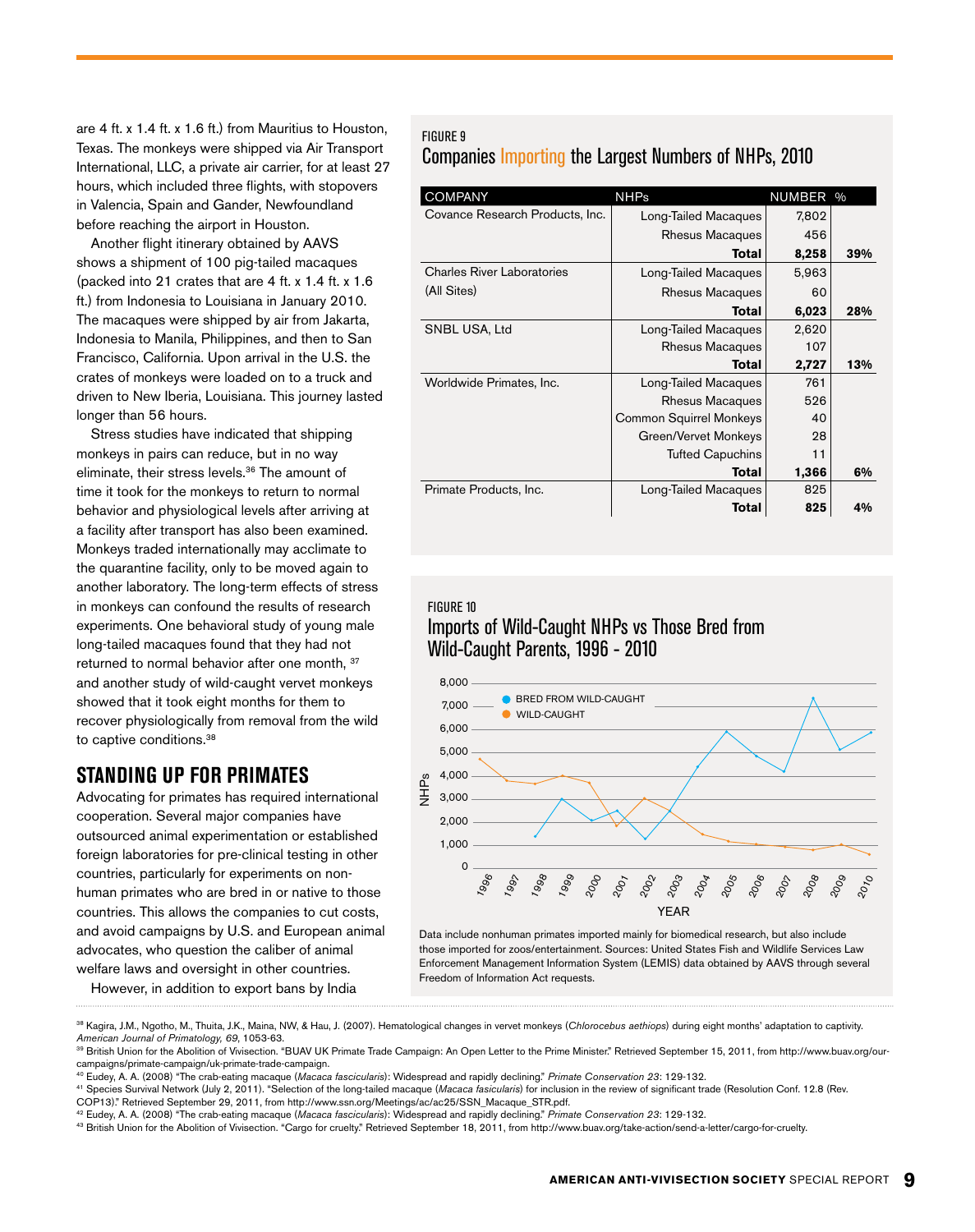are 4 ft. x 1.4 ft. x 1.6 ft.) from Mauritius to Houston, Texas. The monkeys were shipped via Air Transport International, LLC, a private air carrier, for at least 27 hours, which included three flights, with stopovers in Valencia, Spain and Gander, Newfoundland before reaching the airport in Houston.

Another flight itinerary obtained by AAVS shows a shipment of 100 pig-tailed macaques (packed into 21 crates that are 4 ft. x 1.4 ft. x 1.6 ft.) from Indonesia to Louisiana in January 2010. The macaques were shipped by air from Jakarta, Indonesia to Manila, Philippines, and then to San Francisco, California. Upon arrival in the U.S. the crates of monkeys were loaded on to a truck and driven to New Iberia, Louisiana. This journey lasted longer than 56 hours.

Stress studies have indicated that shipping monkeys in pairs can reduce, but in no way eliminate, their stress levels.[36] The amount of time it took for the monkeys to return to normal behavior and physiological levels after arriving at a facility after transport has also been examined. Monkeys traded internationally may acclimate to the quarantine facility, only to be moved again to another laboratory. The long-term effects of stress in monkeys can confound the results of research experiments. One behavioral study of young male long-tailed macaques found that they had not returned to normal behavior after one month,[37] and another study of wild-caught vervet monkeys showed that it took eight months for them to recover physiologically from removal from the wild to captive conditions.[38]

## STANDING UP FOR PRIMATES

Advocating for primates has required international cooperation. Several major companies have outsourced animal experimentation or established foreign laboratories for pre-clinical testing in other countries, particularly for experiments on non-human primates who are bred in or native to those countries. This allows the companies to cut costs, and avoid campaigns by U.S. and European animal advocates, who question the caliber of animal welfare laws and oversight in other countries.

However, in addition to export bans by India

FIGURE 9

### Companies Importing the Largest Numbers of NHPs, 2010

| COMPANY | NHPs | NUMBER | % |
|---|---|---|---|
| Covance Research Products, Inc. | Long-Tailed Macaques | 7,802 | |
| | Rhesus Macaques | 456 | |
| | **Total** | **8,258** | **39%** |
| Charles River Laboratories (All Sites) | Long-Tailed Macaques | 5,963 | |
| | Rhesus Macaques | 60 | |
| | **Total** | **6,023** | **28%** |
| SNBL USA, Ltd | Long-Tailed Macaques | 2,620 | |
| | Rhesus Macaques | 107 | |
| | **Total** | **2,727** | **13%** |
| Worldwide Primates, Inc. | Long-Tailed Macaques | 761 | |
| | Rhesus Macaques | 526 | |
| | Common Squirrel Monkeys | 40 | |
| | Green/Vervet Monkeys | 28 | |
| | Tufted Capuchins | 11 | |
| | **Total** | **1,366** | **6%** |
| Primate Products, Inc. | Long-Tailed Macaques | 825 | |
| | **Total** | **825** | **4%** |

FIGURE 10

### Imports of Wild-Caught NHPs vs Those Bred from Wild-Caught Parents, 1996 - 2010

Data include nonhuman primates imported mainly for biomedical research, but also include those imported for zoos/entertainment. Sources: United States Fish and Wildlife Services Law Enforcement Management Information System (LEMIS) data obtained by AAVS through several Freedom of Information Act requests.

---

[38] Kagira, J.M., Ngotho, M., Thuita, J.K., Maina, NW, & Hau, J. (2007). Hematological changes in vervet monkeys (*Chlorocebus aethiops*) during eight months' adaptation to captivity. *American Journal of Primatology, 69*, 1053-63.

[39] British Union for the Abolition of Vivisection. "BUAV UK Primate Trade Campaign: An Open Letter to the Prime Minister." Retrieved September 15, 2011, from http://www.buav.org/our-campaigns/primate-campaign/uk-primate-trade-campaign.

[40] Eudey, A. A. (2008) "The crab-eating macaque (*Macaca fascicularis*): Widespread and rapidly declining." *Primate Conservation 23*: 129-132.

[41] Species Survival Network (July 2, 2011). "Selection of the long-tailed macaque (*Macaca fascicularis*) for inclusion in the review of significant trade (Resolution Conf. 12.8 (Rev. COP13)." Retrieved September 29, 2011, from http://www.ssn.org/Meetings/ac/ac25/SSN_Macaque_STR.pdf.

[42] Eudey, A. A. (2008) "The crab-eating macaque (*Macaca fascicularis*): Widespread and rapidly declining." *Primate Conservation 23*: 129-132.

[43] British Union for the Abolition of Vivisection. "Cargo for cruelty." Retrieved September 18, 2011, from http://www.buav.org/take-action/send-a-letter/cargo-for-cruelty.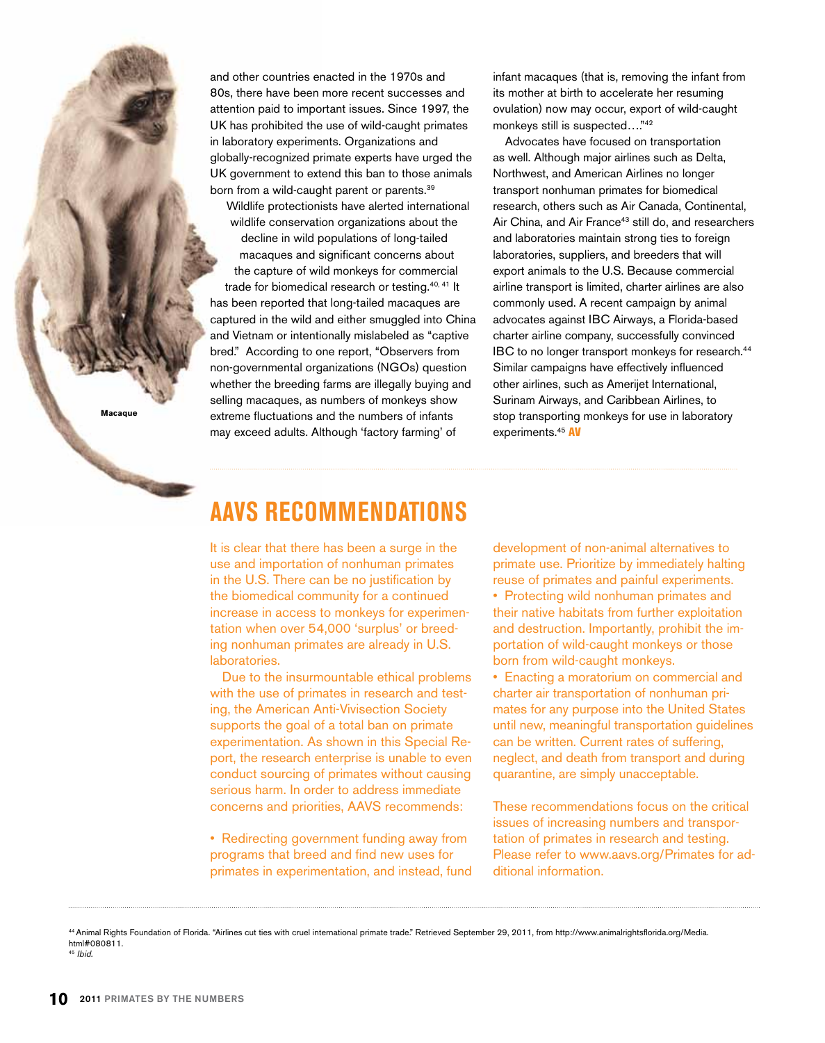and other countries enacted in the 1970s and 80s, there have been more recent successes and attention paid to important issues. Since 1997, the UK has prohibited the use of wild-caught primates in laboratory experiments. Organizations and globally-recognized primate experts have urged the UK government to extend this ban to those animals born from a wild-caught parent or parents.[39]

Wildlife protectionists have alerted international wildlife conservation organizations about the decline in wild populations of long-tailed macaques and significant concerns about the capture of wild monkeys for commercial trade for biomedical research or testing.[40, 41] It has been reported that long-tailed macaques are captured in the wild and either smuggled into China and Vietnam or intentionally mislabeled as "captive bred." According to one report, "Observers from non-governmental organizations (NGOs) question whether the breeding farms are illegally buying and selling macaques, as numbers of monkeys show extreme fluctuations and the numbers of infants may exceed adults. Although 'factory farming' of infant macaques (that is, removing the infant from its mother at birth to accelerate her resuming ovulation) now may occur, export of wild-caught monkeys still is suspected…."[42]

Macaque

Advocates have focused on transportation as well. Although major airlines such as Delta, Northwest, and American Airlines no longer transport nonhuman primates for biomedical research, others such as Air Canada, Continental, Air China, and Air France[43] still do, and researchers and laboratories maintain strong ties to foreign laboratories, suppliers, and breeders that will export animals to the U.S. Because commercial airline transport is limited, charter airlines are also commonly used. A recent campaign by animal advocates against IBC Airways, a Florida-based charter airline company, successfully convinced IBC to no longer transport monkeys for research.[44] Similar campaigns have effectively influenced other airlines, such as Amerijet International, Surinam Airways, and Caribbean Airlines, to stop transporting monkeys for use in laboratory experiments.[45] **AV**

## AAVS RECOMMENDATIONS

It is clear that there has been a surge in the use and importation of nonhuman primates in the U.S. There can be no justification by the biomedical community for a continued increase in access to monkeys for experimentation when over 54,000 'surplus' or breeding nonhuman primates are already in U.S. laboratories.

Due to the insurmountable ethical problems with the use of primates in research and testing, the American Anti-Vivisection Society supports the goal of a total ban on primate experimentation. As shown in this Special Report, the research enterprise is unable to even conduct sourcing of primates without causing serious harm. In order to address immediate concerns and priorities, AAVS recommends:

- Redirecting government funding away from programs that breed and find new uses for primates in experimentation, and instead, fund development of non-animal alternatives to primate use. Prioritize by immediately halting reuse of primates and painful experiments.
- Protecting wild nonhuman primates and their native habitats from further exploitation and destruction. Importantly, prohibit the importation of wild-caught monkeys or those born from wild-caught monkeys.
- Enacting a moratorium on commercial and charter air transportation of nonhuman primates for any purpose into the United States until new, meaningful transportation guidelines can be written. Current rates of suffering, neglect, and death from transport and during quarantine, are simply unacceptable.

These recommendations focus on the critical issues of increasing numbers and transportation of primates in research and testing. Please refer to www.aavs.org/Primates for additional information.

---

[44] Animal Rights Foundation of Florida. "Airlines cut ties with cruel international primate trade." Retrieved September 29, 2011, from http://www.animalrightsflorida.org/Media.html#080811.
[45] *Ibid.*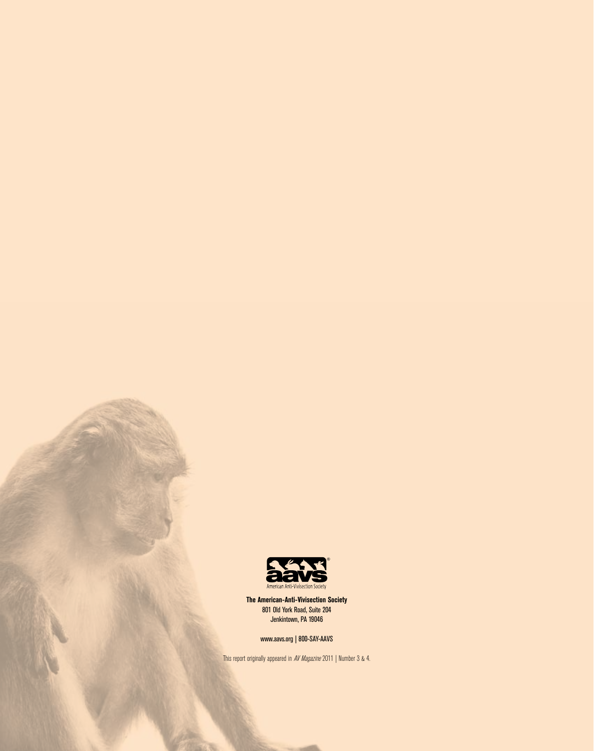American Anti-Vivisection Society

**The American-Anti-Vivisection Society**
801 Old York Road, Suite 204
Jenkintown, PA 19046

www.aavs.org | 800-SAY-AAVS

This report originally appeared in *AV Magazine* 2011 | Number 3 & 4.